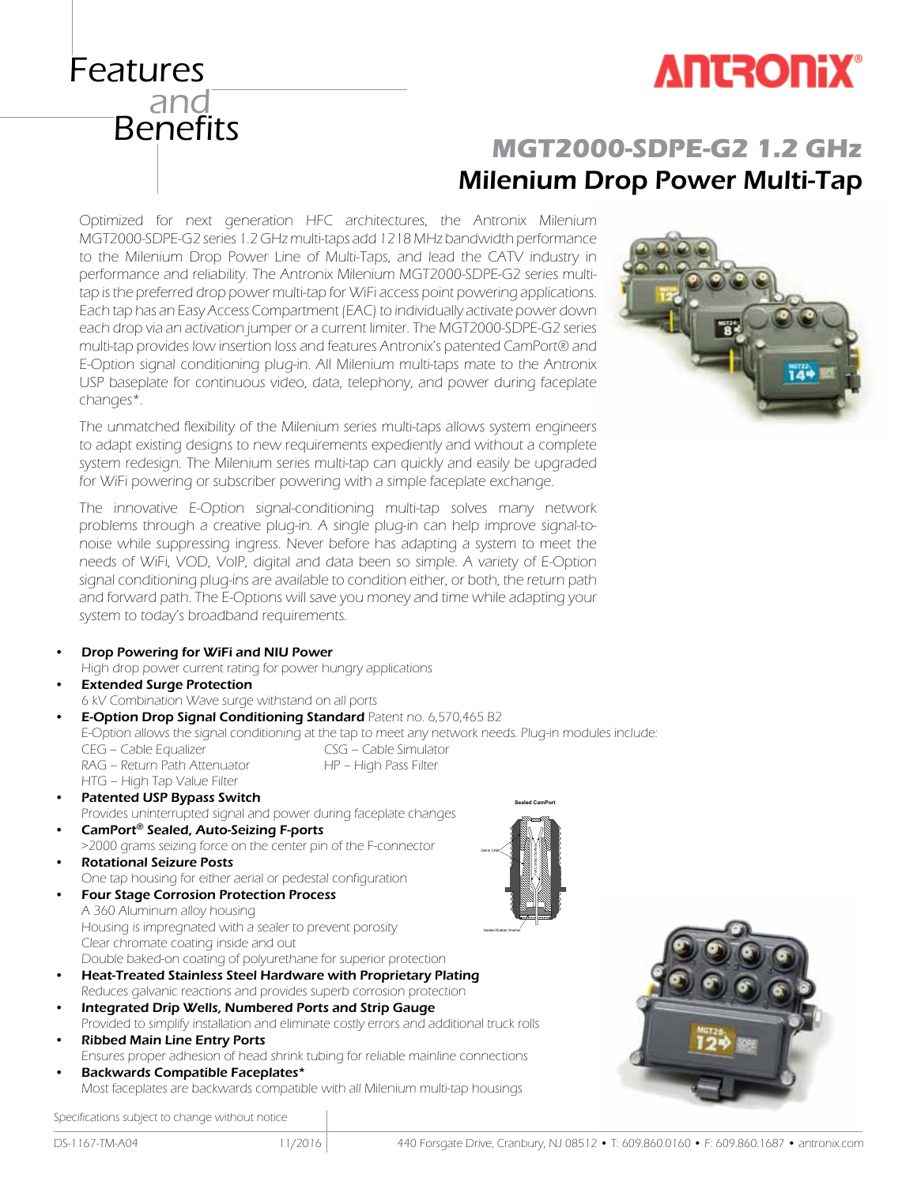# Features and Benefits

ANTRONIX®

## MGT2000-SDPE-G2 1.2 GHz
## Milenium Drop Power Multi-Tap

Optimized for next generation HFC architectures, the Antronix Milenium MGT2000-SDPE-G2 series 1.2 GHz multi-taps add 1218 MHz bandwidth performance to the Milenium Drop Power Line of Multi-Taps, and lead the CATV industry in performance and reliability. The Antronix Milenium MGT2000-SDPE-G2 series multi-tap is the preferred drop power multi-tap for WiFi access point powering applications. Each tap has an Easy Access Compartment (EAC) to individually activate power down each drop via an activation jumper or a current limiter. The MGT2000-SDPE-G2 series multi-tap provides low insertion loss and features Antronix's patented CamPort® and E-Option signal conditioning plug-in. All Milenium multi-taps mate to the Antronix USP baseplate for continuous video, data, telephony, and power during faceplate changes*.

The unmatched flexibility of the Milenium series multi-taps allows system engineers to adapt existing designs to new requirements expediently and without a complete system redesign. The Milenium series multi-tap can quickly and easily be upgraded for WiFi powering or subscriber powering with a simple faceplate exchange.

The innovative E-Option signal-conditioning multi-tap solves many network problems through a creative plug-in. A single plug-in can help improve signal-to-noise while suppressing ingress. Never before has adapting a system to meet the needs of WiFi, VOD, VoIP, digital and data been so simple. A variety of E-Option signal conditioning plug-ins are available to condition either, or both, the return path and forward path. The E-Options will save you money and time while adapting your system to today's broadband requirements.

- **Drop Powering for WiFi and NIU Power**
  High drop power current rating for power hungry applications
- **Extended Surge Protection**
  6 kV Combination Wave surge withstand on all ports
- **E-Option Drop Signal Conditioning Standard** Patent no. 6,570,465 B2
  E-Option allows the signal conditioning at the tap to meet any network needs. Plug-in modules include:
  CEG – Cable Equalizer
  CSG – Cable Simulator
  RAG – Return Path Attenuator
  HP – High Pass Filter
  HTG – High Tap Value Filter
- **Patented USP Bypass Switch**
  Provides uninterrupted signal and power during faceplate changes
- **CamPort® Sealed, Auto-Seizing F-ports**
  >2000 grams seizing force on the center pin of the F-connector
- **Rotational Seizure Posts**
  One tap housing for either aerial or pedestal configuration
- **Four Stage Corrosion Protection Process**
  A 360 Aluminum alloy housing
  Housing is impregnated with a sealer to prevent porosity
  Clear chromate coating inside and out
  Double baked-on coating of polyurethane for superior protection
- **Heat-Treated Stainless Steel Hardware with Proprietary Plating**
  Reduces galvanic reactions and provides superb corrosion protection
- **Integrated Drip Wells, Numbered Ports and Strip Gauge**
  Provided to simplify installation and eliminate costly errors and additional truck rolls
- **Ribbed Main Line Entry Ports**
  Ensures proper adhesion of head shrink tubing for reliable mainline connections
- **Backwards Compatible Faceplates***
  Most faceplates are backwards compatible with all Milenium multi-tap housings

Sealed CamPort

Specifications subject to change without notice

DS-1167-TM-A04 11/2016 440 Forsgate Drive, Cranbury, NJ 08512 • T: 609.860.0160 • F: 609.860.1687 • antronix.com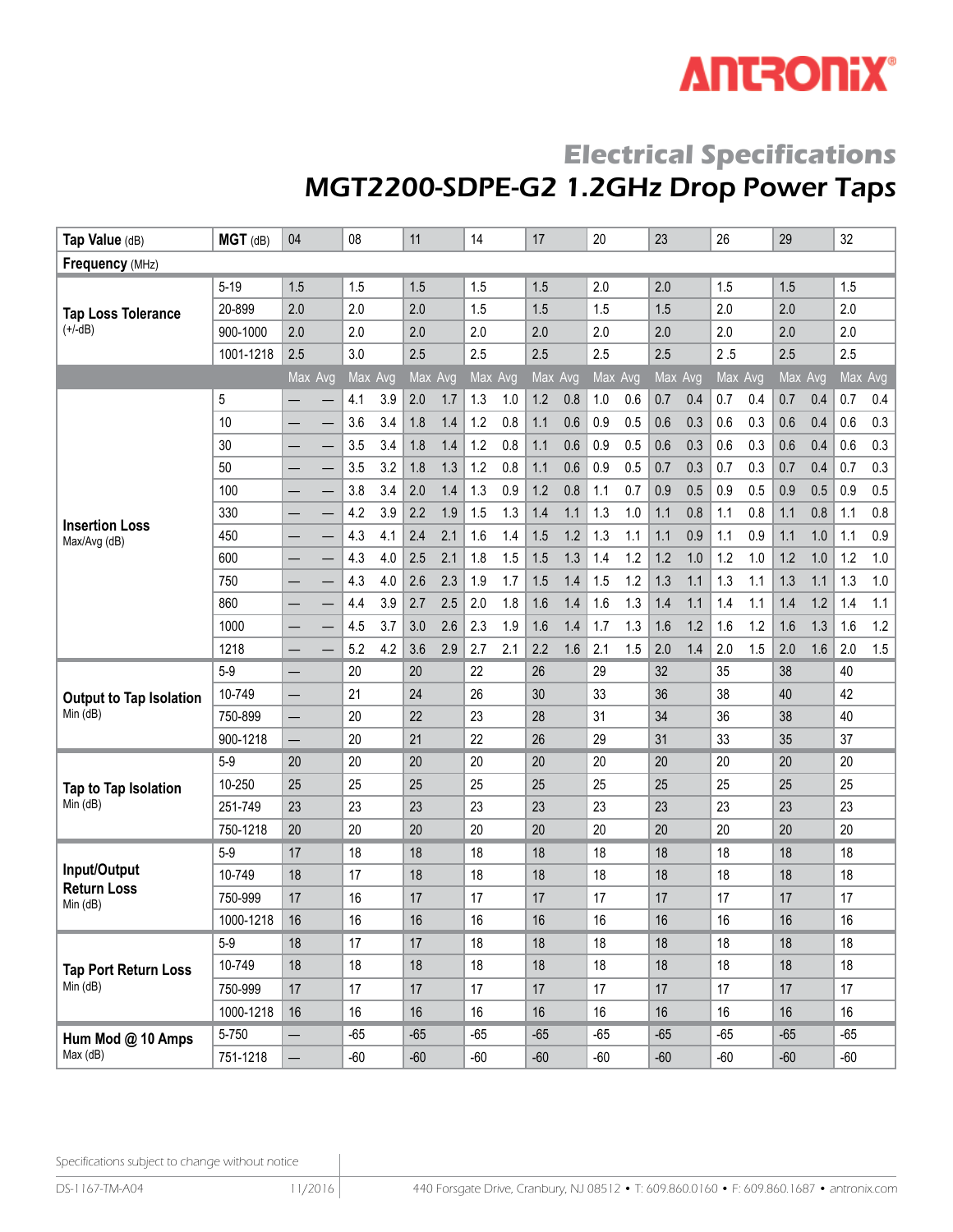# Electrical Specifications

## MGT2200-SDPE-G2 1.2GHz Drop Power Taps

| Tap Value (dB) | MGT (dB) | 04 | | 08 | | 11 | | 14 | | 17 | | 20 | | 23 | | 26 | | 29 | | 32 | |
|---|---|---|---|---|---|---|---|---|---|---|---|---|---|---|---|---|---|---|---|---|---|
| **Frequency** (MHz) | | | | | | | | | | | | | | | | | | | | | |
| **Tap Loss Tolerance** (+/-dB) | 5-19 | 1.5 | | 1.5 | | 1.5 | | 1.5 | | 1.5 | | 2.0 | | 2.0 | | 1.5 | | 1.5 | | 1.5 | |
| | 20-899 | 2.0 | | 2.0 | | 2.0 | | 1.5 | | 1.5 | | 1.5 | | 1.5 | | 2.0 | | 2.0 | | 2.0 | |
| | 900-1000 | 2.0 | | 2.0 | | 2.0 | | 2.0 | | 2.0 | | 2.0 | | 2.0 | | 2.0 | | 2.0 | | 2.0 | |
| | 1001-1218 | 2.5 | | 3.0 | | 2.5 | | 2.5 | | 2.5 | | 2.5 | | 2.5 | | 2 .5 | | 2.5 | | 2.5 | |
| | | Max | Avg | Max | Avg | Max | Avg | Max | Avg | Max | Avg | Max | Avg | Max | Avg | Max | Avg | Max | Avg | Max | Avg |
| **Insertion Loss** Max/Avg (dB) | 5 | — | — | 4.1 | 3.9 | 2.0 | 1.7 | 1.3 | 1.0 | 1.2 | 0.8 | 1.0 | 0.6 | 0.7 | 0.4 | 0.7 | 0.4 | 0.7 | 0.4 | 0.7 | 0.4 |
| | 10 | — | — | 3.6 | 3.4 | 1.8 | 1.4 | 1.2 | 0.8 | 1.1 | 0.6 | 0.9 | 0.5 | 0.6 | 0.3 | 0.6 | 0.3 | 0.6 | 0.4 | 0.6 | 0.3 |
| | 30 | — | — | 3.5 | 3.4 | 1.8 | 1.4 | 1.2 | 0.8 | 1.1 | 0.6 | 0.9 | 0.5 | 0.6 | 0.3 | 0.6 | 0.3 | 0.6 | 0.4 | 0.6 | 0.3 |
| | 50 | — | — | 3.5 | 3.2 | 1.8 | 1.3 | 1.2 | 0.8 | 1.1 | 0.6 | 0.9 | 0.5 | 0.7 | 0.3 | 0.7 | 0.3 | 0.7 | 0.4 | 0.7 | 0.3 |
| | 100 | — | — | 3.8 | 3.4 | 2.0 | 1.4 | 1.3 | 0.9 | 1.2 | 0.8 | 1.1 | 0.7 | 0.9 | 0.5 | 0.9 | 0.5 | 0.9 | 0.5 | 0.9 | 0.5 |
| | 330 | — | — | 4.2 | 3.9 | 2.2 | 1.9 | 1.5 | 1.3 | 1.4 | 1.1 | 1.3 | 1.0 | 1.1 | 0.8 | 1.1 | 0.8 | 1.1 | 0.8 | 1.1 | 0.8 |
| | 450 | — | — | 4.3 | 4.1 | 2.4 | 2.1 | 1.6 | 1.4 | 1.5 | 1.2 | 1.3 | 1.1 | 1.1 | 0.9 | 1.1 | 0.9 | 1.1 | 1.0 | 1.1 | 0.9 |
| | 600 | — | — | 4.3 | 4.0 | 2.5 | 2.1 | 1.8 | 1.5 | 1.5 | 1.3 | 1.4 | 1.2 | 1.2 | 1.0 | 1.2 | 1.0 | 1.2 | 1.0 | 1.2 | 1.0 |
| | 750 | — | — | 4.3 | 4.0 | 2.6 | 2.3 | 1.9 | 1.7 | 1.5 | 1.4 | 1.5 | 1.2 | 1.3 | 1.1 | 1.3 | 1.1 | 1.3 | 1.1 | 1.3 | 1.0 |
| | 860 | — | — | 4.4 | 3.9 | 2.7 | 2.5 | 2.0 | 1.8 | 1.6 | 1.4 | 1.6 | 1.3 | 1.4 | 1.1 | 1.4 | 1.1 | 1.4 | 1.2 | 1.4 | 1.1 |
| | 1000 | — | — | 4.5 | 3.7 | 3.0 | 2.6 | 2.3 | 1.9 | 1.6 | 1.4 | 1.7 | 1.3 | 1.6 | 1.2 | 1.6 | 1.2 | 1.6 | 1.3 | 1.6 | 1.2 |
| | 1218 | — | — | 5.2 | 4.2 | 3.6 | 2.9 | 2.7 | 2.1 | 2.2 | 1.6 | 2.1 | 1.5 | 2.0 | 1.4 | 2.0 | 1.5 | 2.0 | 1.6 | 2.0 | 1.5 |
| **Output to Tap Isolation** Min (dB) | 5-9 | — | | 20 | | 20 | | 22 | | 26 | | 29 | | 32 | | 35 | | 38 | | 40 | |
| | 10-749 | — | | 21 | | 24 | | 26 | | 30 | | 33 | | 36 | | 38 | | 40 | | 42 | |
| | 750-899 | — | | 20 | | 22 | | 23 | | 28 | | 31 | | 34 | | 36 | | 38 | | 40 | |
| | 900-1218 | — | | 20 | | 21 | | 22 | | 26 | | 29 | | 31 | | 33 | | 35 | | 37 | |
| **Tap to Tap Isolation** Min (dB) | 5-9 | 20 | | 20 | | 20 | | 20 | | 20 | | 20 | | 20 | | 20 | | 20 | | 20 | |
| | 10-250 | 25 | | 25 | | 25 | | 25 | | 25 | | 25 | | 25 | | 25 | | 25 | | 25 | |
| | 251-749 | 23 | | 23 | | 23 | | 23 | | 23 | | 23 | | 23 | | 23 | | 23 | | 23 | |
| | 750-1218 | 20 | | 20 | | 20 | | 20 | | 20 | | 20 | | 20 | | 20 | | 20 | | 20 | |
| **Input/Output Return Loss** Min (dB) | 5-9 | 17 | | 18 | | 18 | | 18 | | 18 | | 18 | | 18 | | 18 | | 18 | | 18 | |
| | 10-749 | 18 | | 17 | | 18 | | 18 | | 18 | | 18 | | 18 | | 18 | | 18 | | 18 | |
| | 750-999 | 17 | | 16 | | 17 | | 17 | | 17 | | 17 | | 17 | | 17 | | 17 | | 17 | |
| | 1000-1218 | 16 | | 16 | | 16 | | 16 | | 16 | | 16 | | 16 | | 16 | | 16 | | 16 | |
| **Tap Port Return Loss** Min (dB) | 5-9 | 18 | | 17 | | 17 | | 18 | | 18 | | 18 | | 18 | | 18 | | 18 | | 18 | |
| | 10-749 | 18 | | 18 | | 18 | | 18 | | 18 | | 18 | | 18 | | 18 | | 18 | | 18 | |
| | 750-999 | 17 | | 17 | | 17 | | 17 | | 17 | | 17 | | 17 | | 17 | | 17 | | 17 | |
| | 1000-1218 | 16 | | 16 | | 16 | | 16 | | 16 | | 16 | | 16 | | 16 | | 16 | | 16 | |
| **Hum Mod @ 10 Amps** Max (dB) | 5-750 | — | | -65 | | -65 | | -65 | | -65 | | -65 | | -65 | | -65 | | -65 | | -65 | |
| | 751-1218 | — | | -60 | | -60 | | -60 | | -60 | | -60 | | -60 | | -60 | | -60 | | -60 | |

Specifications subject to change without notice

DS-1167-TM-A04 11/2016 440 Forsgate Drive, Cranbury, NJ 08512 • T: 609.860.0160 • F: 609.860.1687 • antronix.com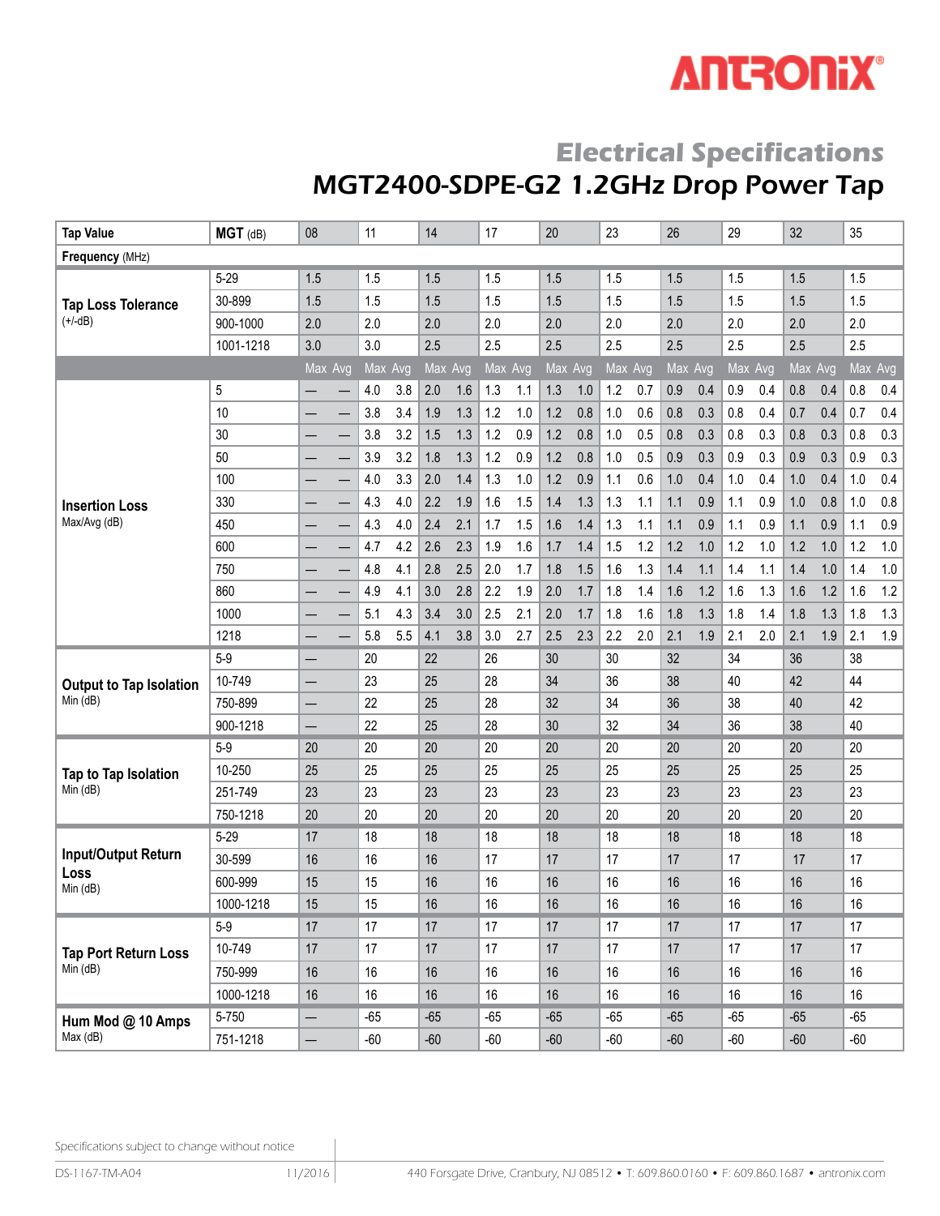# Electrical Specifications

## MGT2400-SDPE-G2 1.2GHz Drop Power Tap

| Tap Value | MGT (dB) | 08 | | 11 | | 14 | | 17 | | 20 | | 23 | | 26 | | 29 | | 32 | | 35 | |
|---|---|---|---|---|---|---|---|---|---|---|---|---|---|---|---|---|---|---|---|---|---|
| **Frequency** (MHz) | | | | | | | | | | | | | | | | | | | | | |
| **Tap Loss Tolerance** (+/-dB) | 5-29 | 1.5 | | 1.5 | | 1.5 | | 1.5 | | 1.5 | | 1.5 | | 1.5 | | 1.5 | | 1.5 | | 1.5 | |
| | 30-899 | 1.5 | | 1.5 | | 1.5 | | 1.5 | | 1.5 | | 1.5 | | 1.5 | | 1.5 | | 1.5 | | 1.5 | |
| | 900-1000 | 2.0 | | 2.0 | | 2.0 | | 2.0 | | 2.0 | | 2.0 | | 2.0 | | 2.0 | | 2.0 | | 2.0 | |
| | 1001-1218 | 3.0 | | 3.0 | | 2.5 | | 2.5 | | 2.5 | | 2.5 | | 2.5 | | 2.5 | | 2.5 | | 2.5 | |
| | | Max | Avg | Max | Avg | Max | Avg | Max | Avg | Max | Avg | Max | Avg | Max | Avg | Max | Avg | Max | Avg | Max | Avg |
| **Insertion Loss** Max/Avg (dB) | 5 | — | — | 4.0 | 3.8 | 2.0 | 1.6 | 1.3 | 1.1 | 1.3 | 1.0 | 1.2 | 0.7 | 0.9 | 0.4 | 0.9 | 0.4 | 0.8 | 0.4 | 0.8 | 0.4 |
| | 10 | — | — | 3.8 | 3.4 | 1.9 | 1.3 | 1.2 | 1.0 | 1.2 | 0.8 | 1.0 | 0.6 | 0.8 | 0.3 | 0.8 | 0.4 | 0.7 | 0.4 | 0.7 | 0.4 |
| | 30 | — | — | 3.8 | 3.2 | 1.5 | 1.3 | 1.2 | 0.9 | 1.2 | 0.8 | 1.0 | 0.5 | 0.8 | 0.3 | 0.8 | 0.3 | 0.8 | 0.3 | 0.8 | 0.3 |
| | 50 | — | — | 3.9 | 3.2 | 1.8 | 1.3 | 1.2 | 0.9 | 1.2 | 0.8 | 1.0 | 0.5 | 0.9 | 0.3 | 0.9 | 0.3 | 0.9 | 0.3 | 0.9 | 0.3 |
| | 100 | — | — | 4.0 | 3.3 | 2.0 | 1.4 | 1.3 | 1.0 | 1.2 | 0.9 | 1.1 | 0.6 | 1.0 | 0.4 | 1.0 | 0.4 | 1.0 | 0.4 | 1.0 | 0.4 |
| | 330 | — | — | 4.3 | 4.0 | 2.2 | 1.9 | 1.6 | 1.5 | 1.4 | 1.3 | 1.3 | 1.1 | 1.1 | 0.9 | 1.1 | 0.9 | 1.0 | 0.8 | 1.0 | 0.8 |
| | 450 | — | — | 4.3 | 4.0 | 2.4 | 2.1 | 1.7 | 1.5 | 1.6 | 1.4 | 1.3 | 1.1 | 1.1 | 0.9 | 1.1 | 0.9 | 1.1 | 0.9 | 1.1 | 0.9 |
| | 600 | — | — | 4.7 | 4.2 | 2.6 | 2.3 | 1.9 | 1.6 | 1.7 | 1.4 | 1.5 | 1.2 | 1.2 | 1.0 | 1.2 | 1.0 | 1.2 | 1.0 | 1.2 | 1.0 |
| | 750 | — | — | 4.8 | 4.1 | 2.8 | 2.5 | 2.0 | 1.7 | 1.8 | 1.5 | 1.6 | 1.3 | 1.4 | 1.1 | 1.4 | 1.1 | 1.4 | 1.0 | 1.4 | 1.0 |
| | 860 | — | — | 4.9 | 4.1 | 3.0 | 2.8 | 2.2 | 1.9 | 2.0 | 1.7 | 1.8 | 1.4 | 1.6 | 1.2 | 1.6 | 1.3 | 1.6 | 1.2 | 1.6 | 1.2 |
| | 1000 | — | — | 5.1 | 4.3 | 3.4 | 3.0 | 2.5 | 2.1 | 2.0 | 1.7 | 1.8 | 1.6 | 1.8 | 1.3 | 1.8 | 1.4 | 1.8 | 1.3 | 1.8 | 1.3 |
| | 1218 | — | — | 5.8 | 5.5 | 4.1 | 3.8 | 3.0 | 2.7 | 2.5 | 2.3 | 2.2 | 2.0 | 2.1 | 1.9 | 2.1 | 2.0 | 2.1 | 1.9 | 2.1 | 1.9 |
| **Output to Tap Isolation** Min (dB) | 5-9 | — | | 20 | | 22 | | 26 | | 30 | | 30 | | 32 | | 34 | | 36 | | 38 | |
| | 10-749 | — | | 23 | | 25 | | 28 | | 34 | | 36 | | 38 | | 40 | | 42 | | 44 | |
| | 750-899 | — | | 22 | | 25 | | 28 | | 32 | | 34 | | 36 | | 38 | | 40 | | 42 | |
| | 900-1218 | — | | 22 | | 25 | | 28 | | 30 | | 32 | | 34 | | 36 | | 38 | | 40 | |
| **Tap to Tap Isolation** Min (dB) | 5-9 | 20 | | 20 | | 20 | | 20 | | 20 | | 20 | | 20 | | 20 | | 20 | | 20 | |
| | 10-250 | 25 | | 25 | | 25 | | 25 | | 25 | | 25 | | 25 | | 25 | | 25 | | 25 | |
| | 251-749 | 23 | | 23 | | 23 | | 23 | | 23 | | 23 | | 23 | | 23 | | 23 | | 23 | |
| | 750-1218 | 20 | | 20 | | 20 | | 20 | | 20 | | 20 | | 20 | | 20 | | 20 | | 20 | |
| **Input/Output Return Loss** Min (dB) | 5-29 | 17 | | 18 | | 18 | | 18 | | 18 | | 18 | | 18 | | 18 | | 18 | | 18 | |
| | 30-599 | 16 | | 16 | | 16 | | 17 | | 17 | | 17 | | 17 | | 17 | | 17 | | 17 | |
| | 600-999 | 15 | | 15 | | 16 | | 16 | | 16 | | 16 | | 16 | | 16 | | 16 | | 16 | |
| | 1000-1218 | 15 | | 15 | | 16 | | 16 | | 16 | | 16 | | 16 | | 16 | | 16 | | 16 | |
| **Tap Port Return Loss** Min (dB) | 5-9 | 17 | | 17 | | 17 | | 17 | | 17 | | 17 | | 17 | | 17 | | 17 | | 17 | |
| | 10-749 | 17 | | 17 | | 17 | | 17 | | 17 | | 17 | | 17 | | 17 | | 17 | | 17 | |
| | 750-999 | 16 | | 16 | | 16 | | 16 | | 16 | | 16 | | 16 | | 16 | | 16 | | 16 | |
| | 1000-1218 | 16 | | 16 | | 16 | | 16 | | 16 | | 16 | | 16 | | 16 | | 16 | | 16 | |
| **Hum Mod @ 10 Amps** Max (dB) | 5-750 | — | | -65 | | -65 | | -65 | | -65 | | -65 | | -65 | | -65 | | -65 | | -65 | |
| | 751-1218 | — | | -60 | | -60 | | -60 | | -60 | | -60 | | -60 | | -60 | | -60 | | -60 | |

Specifications subject to change without notice

DS-1167-TM-A04 11/2016

440 Forsgate Drive, Cranbury, NJ 08512 • T: 609.860.0160 • F: 609.860.1687 • antronix.com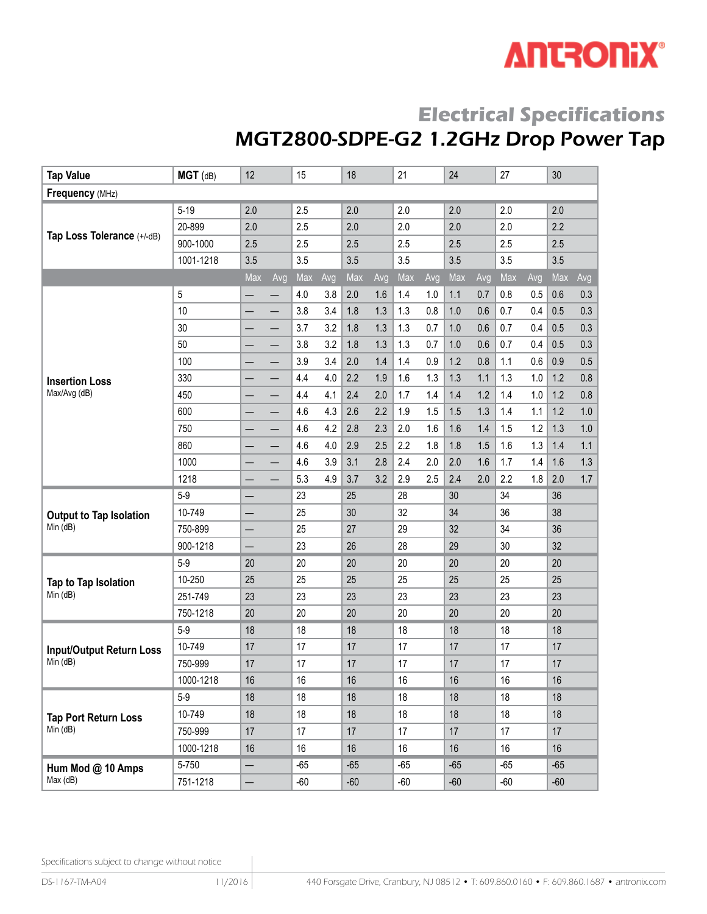## Electrical Specifications

# MGT2800-SDPE-G2 1.2GHz Drop Power Tap

| Tap Value | MGT (dB) | 12 | | 15 | | 18 | | 21 | | 24 | | 27 | | 30 | |
|---|---|---|---|---|---|---|---|---|---|---|---|---|---|---|---|
| Frequency (MHz) | | | | | | | | | | | | | | | |
| Tap Loss Tolerance (+/-dB) | 5-19 | 2.0 | | 2.5 | | 2.0 | | 2.0 | | 2.0 | | 2.0 | | 2.0 | |
| | 20-899 | 2.0 | | 2.5 | | 2.0 | | 2.0 | | 2.0 | | 2.0 | | 2.2 | |
| | 900-1000 | 2.5 | | 2.5 | | 2.5 | | 2.5 | | 2.5 | | 2.5 | | 2.5 | |
| | 1001-1218 | 3.5 | | 3.5 | | 3.5 | | 3.5 | | 3.5 | | 3.5 | | 3.5 | |
| | | Max | Avg | Max | Avg | Max | Avg | Max | Avg | Max | Avg | Max | Avg | Max | Avg |
| Insertion Loss Max/Avg (dB) | 5 | — | — | 4.0 | 3.8 | 2.0 | 1.6 | 1.4 | 1.0 | 1.1 | 0.7 | 0.8 | 0.5 | 0.6 | 0.3 |
| | 10 | — | — | 3.8 | 3.4 | 1.8 | 1.3 | 1.3 | 0.8 | 1.0 | 0.6 | 0.7 | 0.4 | 0.5 | 0.3 |
| | 30 | — | — | 3.7 | 3.2 | 1.8 | 1.3 | 1.3 | 0.7 | 1.0 | 0.6 | 0.7 | 0.4 | 0.5 | 0.3 |
| | 50 | — | — | 3.8 | 3.2 | 1.8 | 1.3 | 1.3 | 0.7 | 1.0 | 0.6 | 0.7 | 0.4 | 0.5 | 0.3 |
| | 100 | — | — | 3.9 | 3.4 | 2.0 | 1.4 | 1.4 | 0.9 | 1.2 | 0.8 | 1.1 | 0.6 | 0.9 | 0.5 |
| | 330 | — | — | 4.4 | 4.0 | 2.2 | 1.9 | 1.6 | 1.3 | 1.3 | 1.1 | 1.3 | 1.0 | 1.2 | 0.8 |
| | 450 | — | — | 4.4 | 4.1 | 2.4 | 2.0 | 1.7 | 1.4 | 1.4 | 1.2 | 1.4 | 1.0 | 1.2 | 0.8 |
| | 600 | — | — | 4.6 | 4.3 | 2.6 | 2.2 | 1.9 | 1.5 | 1.5 | 1.3 | 1.4 | 1.1 | 1.2 | 1.0 |
| | 750 | — | — | 4.6 | 4.2 | 2.8 | 2.3 | 2.0 | 1.6 | 1.6 | 1.4 | 1.5 | 1.2 | 1.3 | 1.0 |
| | 860 | — | — | 4.6 | 4.0 | 2.9 | 2.5 | 2.2 | 1.8 | 1.8 | 1.5 | 1.6 | 1.3 | 1.4 | 1.1 |
| | 1000 | — | — | 4.6 | 3.9 | 3.1 | 2.8 | 2.4 | 2.0 | 2.0 | 1.6 | 1.7 | 1.4 | 1.6 | 1.3 |
| | 1218 | — | — | 5.3 | 4.9 | 3.7 | 3.2 | 2.9 | 2.5 | 2.4 | 2.0 | 2.2 | 1.8 | 2.0 | 1.7 |
| Output to Tap Isolation Min (dB) | 5-9 | — | | 23 | | 25 | | 28 | | 30 | | 34 | | 36 | |
| | 10-749 | — | | 25 | | 30 | | 32 | | 34 | | 36 | | 38 | |
| | 750-899 | — | | 25 | | 27 | | 29 | | 32 | | 34 | | 36 | |
| | 900-1218 | — | | 23 | | 26 | | 28 | | 29 | | 30 | | 32 | |
| Tap to Tap Isolation Min (dB) | 5-9 | 20 | | 20 | | 20 | | 20 | | 20 | | 20 | | 20 | |
| | 10-250 | 25 | | 25 | | 25 | | 25 | | 25 | | 25 | | 25 | |
| | 251-749 | 23 | | 23 | | 23 | | 23 | | 23 | | 23 | | 23 | |
| | 750-1218 | 20 | | 20 | | 20 | | 20 | | 20 | | 20 | | 20 | |
| Input/Output Return Loss Min (dB) | 5-9 | 18 | | 18 | | 18 | | 18 | | 18 | | 18 | | 18 | |
| | 10-749 | 17 | | 17 | | 17 | | 17 | | 17 | | 17 | | 17 | |
| | 750-999 | 17 | | 17 | | 17 | | 17 | | 17 | | 17 | | 17 | |
| | 1000-1218 | 16 | | 16 | | 16 | | 16 | | 16 | | 16 | | 16 | |
| Tap Port Return Loss Min (dB) | 5-9 | 18 | | 18 | | 18 | | 18 | | 18 | | 18 | | 18 | |
| | 10-749 | 18 | | 18 | | 18 | | 18 | | 18 | | 18 | | 18 | |
| | 750-999 | 17 | | 17 | | 17 | | 17 | | 17 | | 17 | | 17 | |
| | 1000-1218 | 16 | | 16 | | 16 | | 16 | | 16 | | 16 | | 16 | |
| Hum Mod @ 10 Amps Max (dB) | 5-750 | — | | -65 | | -65 | | -65 | | -65 | | -65 | | -65 | |
| | 751-1218 | — | | -60 | | -60 | | -60 | | -60 | | -60 | | -60 | |

Specifications subject to change without notice

DS-1167-TM-A04 11/2016

440 Forsgate Drive, Cranbury, NJ 08512 • T: 609.860.0160 • F: 609.860.1687 • antronix.com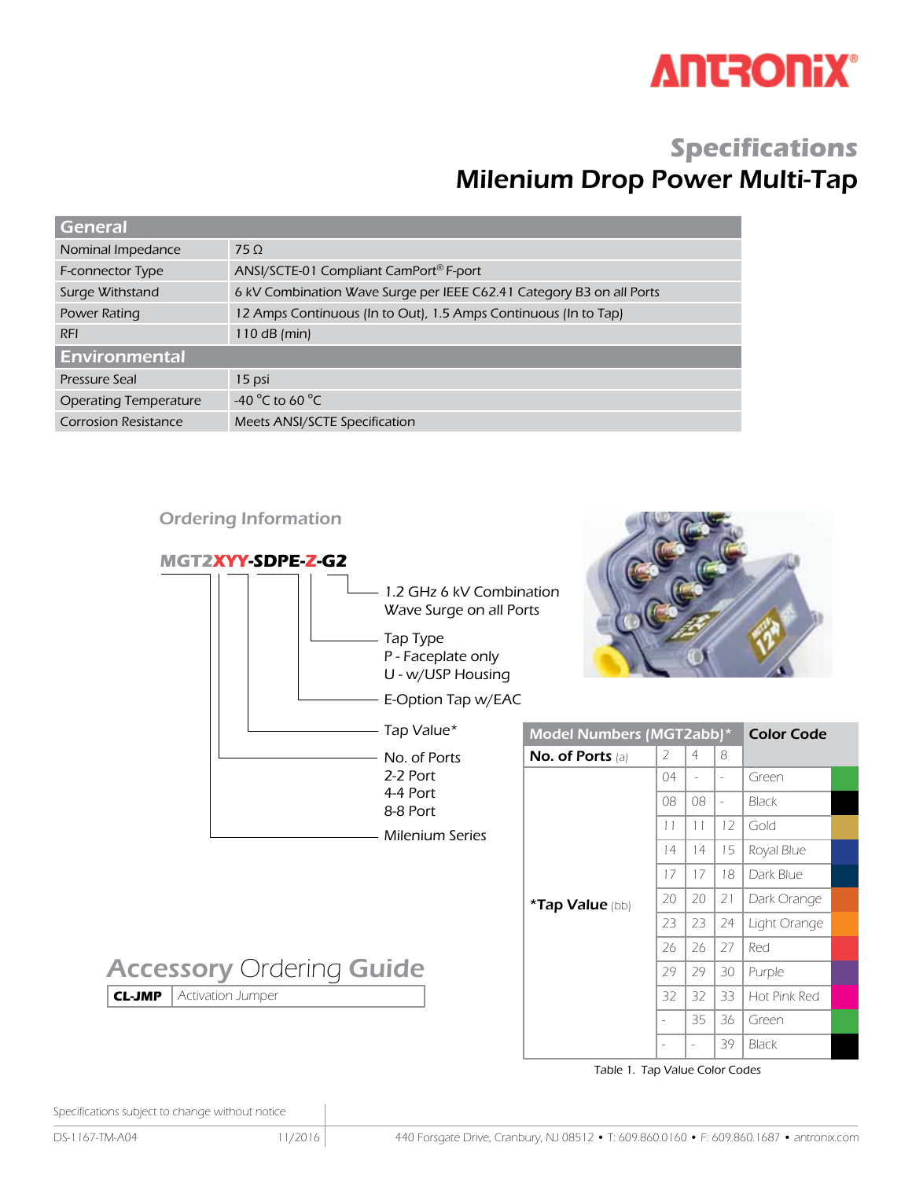ANTRONIX®

# Specifications

## Milenium Drop Power Multi-Tap

| General | |
|---|---|
| Nominal Impedance | 75 Ω |
| F-connector Type | ANSI/SCTE-01 Compliant CamPort® F-port |
| Surge Withstand | 6 kV Combination Wave Surge per IEEE C62.41 Category B3 on all Ports |
| Power Rating | 12 Amps Continuous (In to Out), 1.5 Amps Continuous (In to Tap) |
| RFI | 110 dB (min) |
| **Environmental** | |
| Pressure Seal | 15 psi |
| Operating Temperature | -40 °C to 60 °C |
| Corrosion Resistance | Meets ANSI/SCTE Specification |

### Ordering Information

**MGT2XYY-SDPE-Z-G2**

- 1.2 GHz 6 kV Combination Wave Surge on all Ports
- Tap Type
  - P - Faceplate only
  - U - w/USP Housing
- E-Option Tap w/EAC
- Tap Value*
- No. of Ports
  - 2-2 Port
  - 4-4 Port
  - 8-8 Port
- Milenium Series

| Model Numbers (MGT2abb)* | | | | Color Code |
|---|---|---|---|---|
| **No. of Ports** (a) | 2 | 4 | 8 | |
| ***Tap Value** (bb) | 04 | - | - | Green |
| | 08 | 08 | - | Black |
| | 11 | 11 | 12 | Gold |
| | 14 | 14 | 15 | Royal Blue |
| | 17 | 17 | 18 | Dark Blue |
| | 20 | 20 | 21 | Dark Orange |
| | 23 | 23 | 24 | Light Orange |
| | 26 | 26 | 27 | Red |
| | 29 | 29 | 30 | Purple |
| | 32 | 32 | 33 | Hot Pink Red |
| | - | 35 | 36 | Green |
| | - | - | 39 | Black |

Table 1. Tap Value Color Codes

## Accessory Ordering Guide

| CL-JMP | Activation Jumper |
|---|---|

Specifications subject to change without notice

DS-1167-TM-A04 11/2016 440 Forsgate Drive, Cranbury, NJ 08512 • T: 609.860.0160 • F: 609.860.1687 • antronix.com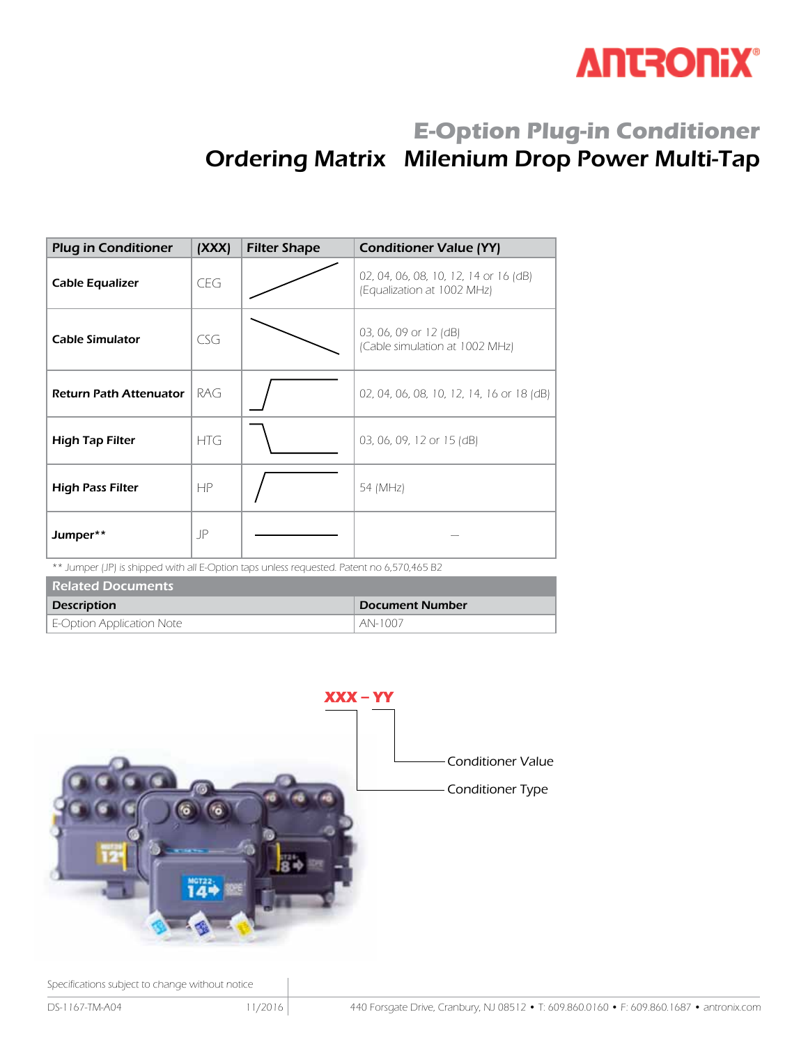# E-Option Plug-in Conditioner

## Ordering Matrix Milenium Drop Power Multi-Tap

| Plug in Conditioner | (XXX) | Filter Shape | Conditioner Value (YY) |
|---|---|---|---|
| **Cable Equalizer** | CEG | | 02, 04, 06, 08, 10, 12, 14 or 16 (dB) (Equalization at 1002 MHz) |
| **Cable Simulator** | CSG | | 03, 06, 09 or 12 (dB) (Cable simulation at 1002 MHz) |
| **Return Path Attenuator** | RAG | | 02, 04, 06, 08, 10, 12, 14, 16 or 18 (dB) |
| **High Tap Filter** | HTG | | 03, 06, 09, 12 or 15 (dB) |
| **High Pass Filter** | HP | | 54 (MHz) |
| **Jumper**** | JP | | – |

*** Jumper (JP) is shipped with all E-Option taps unless requested. Patent no 6,570,465 B2*

| Related Documents | |
|---|---|
| **Description** | **Document Number** |
| E-Option Application Note | AN-1007 |

XXX – YY

Conditioner Value

Conditioner Type

Specifications subject to change without notice

DS-1167-TM-A04 11/2016

440 Forsgate Drive, Cranbury, NJ 08512 • T: 609.860.0160 • F: 609.860.1687 • antronix.com